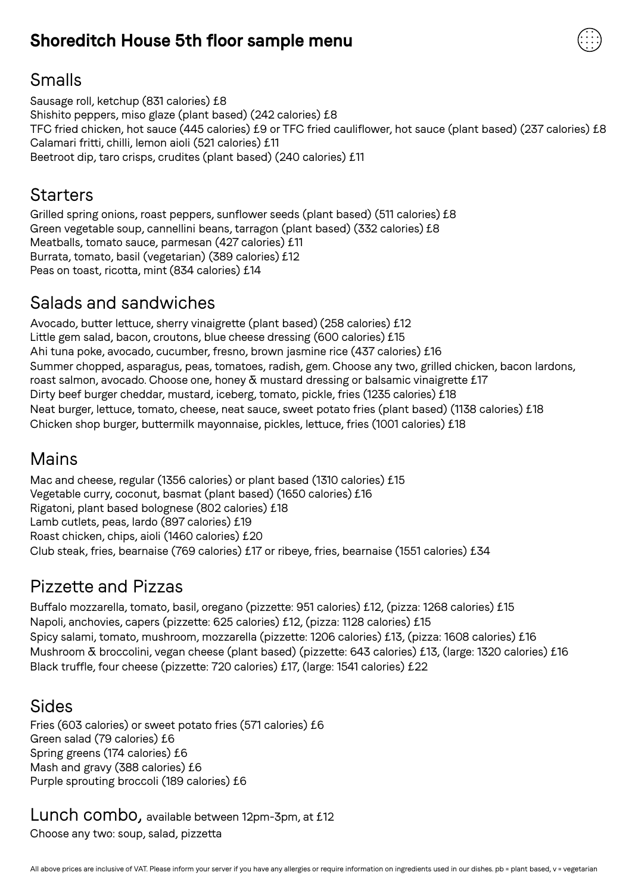# Shoreditch House 5th floor sample menu

## Smalls

Sausage roll, ketchup (831 calories) £8
Shishito peppers, miso glaze (plant based) (242 calories) £8
TFC fried chicken, hot sauce (445 calories) £9 or TFC fried cauliflower, hot sauce (plant based) (237 calories) £8
Calamari fritti, chilli, lemon aioli (521 calories) £11
Beetroot dip, taro crisps, crudites (plant based) (240 calories) £11

## Starters

Grilled spring onions, roast peppers, sunflower seeds (plant based) (511 calories) £8
Green vegetable soup, cannellini beans, tarragon (plant based) (332 calories) £8
Meatballs, tomato sauce, parmesan (427 calories) £11
Burrata, tomato, basil (vegetarian) (389 calories) £12
Peas on toast, ricotta, mint (834 calories) £14

## Salads and sandwiches

Avocado, butter lettuce, sherry vinaigrette (plant based) (258 calories) £12
Little gem salad, bacon, croutons, blue cheese dressing (600 calories) £15
Ahi tuna poke, avocado, cucumber, fresno, brown jasmine rice (437 calories) £16
Summer chopped, asparagus, peas, tomatoes, radish, gem. Choose any two, grilled chicken, bacon lardons, roast salmon, avocado. Choose one, honey & mustard dressing or balsamic vinaigrette £17
Dirty beef burger cheddar, mustard, iceberg, tomato, pickle, fries (1235 calories) £18
Neat burger, lettuce, tomato, cheese, neat sauce, sweet potato fries (plant based) (1138 calories) £18
Chicken shop burger, buttermilk mayonnaise, pickles, lettuce, fries (1001 calories) £18

## Mains

Mac and cheese, regular (1356 calories) or plant based (1310 calories) £15
Vegetable curry, coconut, basmat (plant based) (1650 calories) £16
Rigatoni, plant based bolognese (802 calories) £18
Lamb cutlets, peas, lardo (897 calories) £19
Roast chicken, chips, aioli (1460 calories) £20
Club steak, fries, bearnaise (769 calories) £17 or ribeye, fries, bearnaise (1551 calories) £34

## Pizzette and Pizzas

Buffalo mozzarella, tomato, basil, oregano (pizzette: 951 calories) £12, (pizza: 1268 calories) £15
Napoli, anchovies, capers (pizzette: 625 calories) £12, (pizza: 1128 calories) £15
Spicy salami, tomato, mushroom, mozzarella (pizzette: 1206 calories) £13, (pizza: 1608 calories) £16
Mushroom & broccolini, vegan cheese (plant based) (pizzette: 643 calories) £13, (large: 1320 calories) £16
Black truffle, four cheese (pizzette: 720 calories) £17, (large: 1541 calories) £22

## Sides

Fries (603 calories) or sweet potato fries (571 calories) £6
Green salad (79 calories) £6
Spring greens (174 calories) £6
Mash and gravy (388 calories) £6
Purple sprouting broccoli (189 calories) £6

## Lunch combo, available between 12pm-3pm, at £12

Choose any two: soup, salad, pizzetta

All above prices are inclusive of VAT. Please inform your server if you have any allergies or require information on ingredients used in our dishes. pb = plant based, v = vegetarian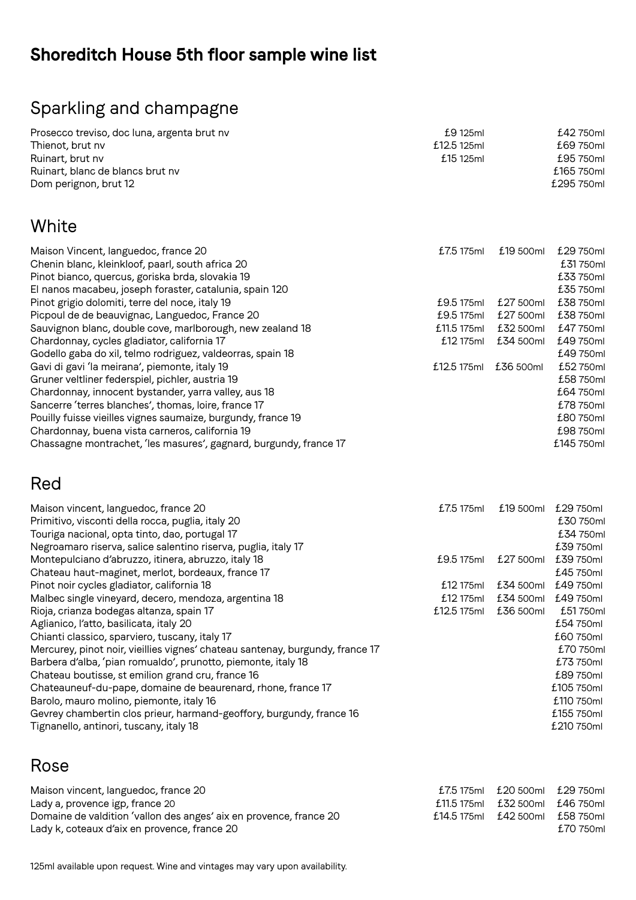# Shoreditch House 5th floor sample wine list

## Sparkling and champagne

| | | | |
|---|---|---|---|
| Prosecco treviso, doc luna, argenta brut nv | £9 125ml | | £42 750ml |
| Thienot, brut nv | £12.5 125ml | | £69 750ml |
| Ruinart, brut nv | £15 125ml | | £95 750ml |
| Ruinart, blanc de blancs brut nv | | | £165 750ml |
| Dom perignon, brut 12 | | | £295 750ml |

## White

| | | | |
|---|---|---|---|
| Maison Vincent, languedoc, france 20 | £7.5 175ml | £19 500ml | £29 750ml |
| Chenin blanc, kleinkloof, paarl, south africa 20 | | | £31 750ml |
| Pinot bianco, quercus, goriska brda, slovakia 19 | | | £33 750ml |
| El nanos macabeu, joseph foraster, catalunia, spain 120 | | | £35 750ml |
| Pinot grigio dolomiti, terre del noce, italy 19 | £9.5 175ml | £27 500ml | £38 750ml |
| Picpoul de de beauvignac, Languedoc, France 20 | £9.5 175ml | £27 500ml | £38 750ml |
| Sauvignon blanc, double cove, marlborough, new zealand 18 | £11.5 175ml | £32 500ml | £47 750ml |
| Chardonnay, cycles gladiator, california 17 | £12 175ml | £34 500ml | £49 750ml |
| Godello gaba do xil, telmo rodriguez, valdeorras, spain 18 | | | £49 750ml |
| Gavi di gavi 'la meirana', piemonte, italy 19 | £12.5 175ml | £36 500ml | £52 750ml |
| Gruner veltliner federspiel, pichler, austria 19 | | | £58 750ml |
| Chardonnay, innocent bystander, yarra valley, aus 18 | | | £64 750ml |
| Sancerre 'terres blanches', thomas, loire, france 17 | | | £78 750ml |
| Pouilly fuisse vieilles vignes saumaize, burgundy, france 19 | | | £80 750ml |
| Chardonnay, buena vista carneros, california 19 | | | £98 750ml |
| Chassagne montrachet, 'les masures', gagnard, burgundy, france 17 | | | £145 750ml |

## Red

| | | | |
|---|---|---|---|
| Maison vincent, languedoc, france 20 | £7.5 175ml | £19 500ml | £29 750ml |
| Primitivo, visconti della rocca, puglia, italy 20 | | | £30 750ml |
| Touriga nacional, opta tinto, dao, portugal 17 | | | £34 750ml |
| Negroamaro riserva, salice salentino riserva, puglia, italy 17 | | | £39 750ml |
| Montepulciano d'abruzzo, itinera, abruzzo, italy 18 | £9.5 175ml | £27 500ml | £39 750ml |
| Chateau haut-maginet, merlot, bordeaux, france 17 | | | £45 750ml |
| Pinot noir cycles gladiator, california 18 | £12 175ml | £34 500ml | £49 750ml |
| Malbec single vineyard, decero, mendoza, argentina 18 | £12 175ml | £34 500ml | £49 750ml |
| Rioja, crianza bodegas altanza, spain 17 | £12.5 175ml | £36 500ml | £51 750ml |
| Aglianico, l'atto, basilicata, italy 20 | | | £54 750ml |
| Chianti classico, sparviero, tuscany, italy 17 | | | £60 750ml |
| Mercurey, pinot noir, vieillies vignes' chateau santenay, burgundy, france 17 | | | £70 750ml |
| Barbera d'alba, 'pian romualdo', prunotto, piemonte, italy 18 | | | £73 750ml |
| Chateau boutisse, st emilion grand cru, france 16 | | | £89 750ml |
| Chateauneuf-du-pape, domaine de beaurenard, rhone, france 17 | | | £105 750ml |
| Barolo, mauro molino, piemonte, italy 16 | | | £110 750ml |
| Gevrey chambertin clos prieur, harmand-geoffory, burgundy, france 16 | | | £155 750ml |
| Tignanello, antinori, tuscany, italy 18 | | | £210 750ml |

## Rose

| | | | |
|---|---|---|---|
| Maison vincent, languedoc, france 20 | £7.5 175ml | £20 500ml | £29 750ml |
| Lady a, provence igp, france 20 | £11.5 175ml | £32 500ml | £46 750ml |
| Domaine de valdition 'vallon des anges' aix en provence, france 20 | £14.5 175ml | £42 500ml | £58 750ml |
| Lady k, coteaux d'aix en provence, france 20 | | | £70 750ml |

125ml available upon request. Wine and vintages may vary upon availability.